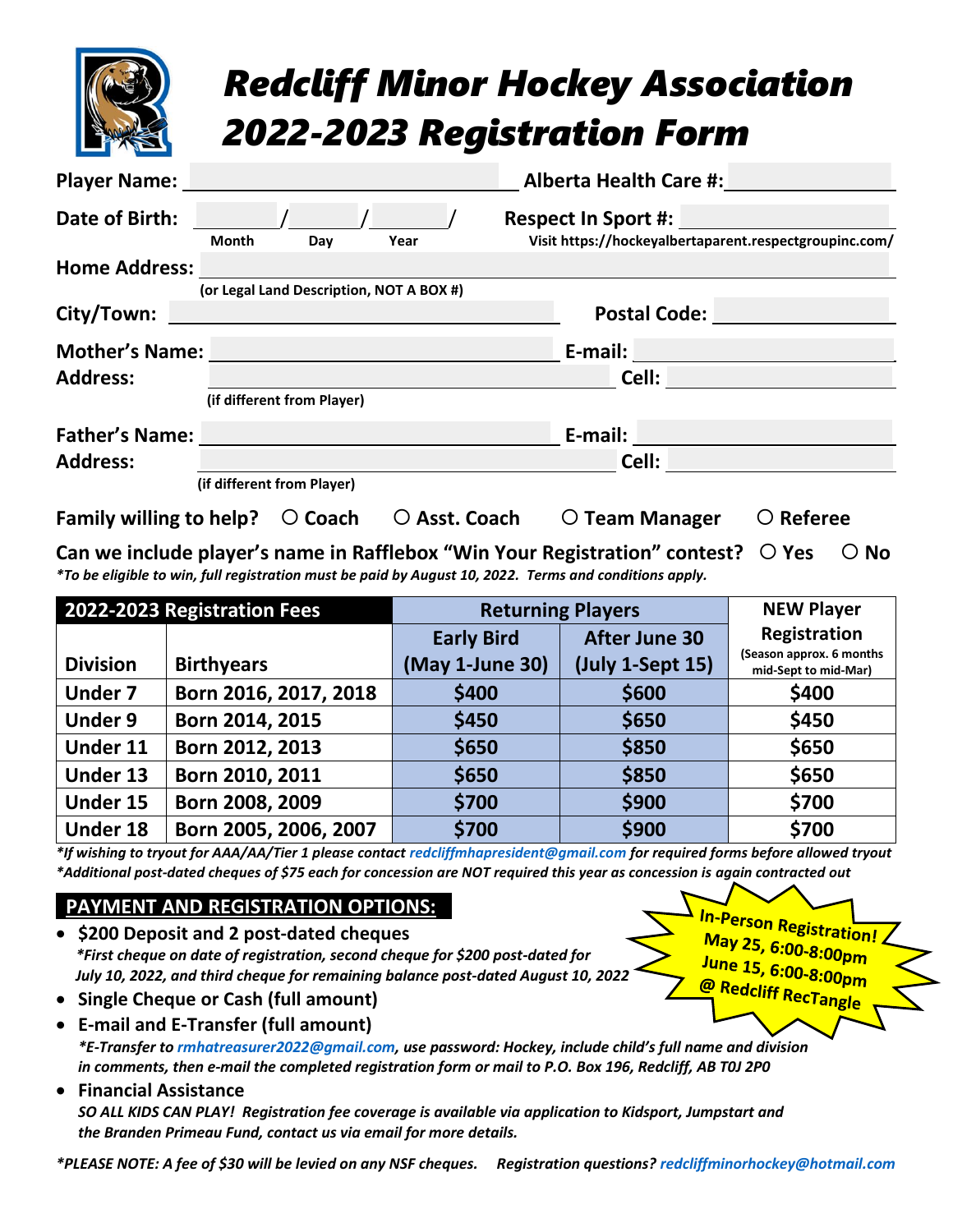# Redcliff Minor Hockey Association 2022-2023 Registration Form

**Player Name:** ______________________ **Alberta Health Care #:** ______________________

**Date of Birth:** ______ / ______ / ______ / **Respect In Sport #:** ______________________
Month Day Year — Visit https://hockeyalbertaparent.respectgroupinc.com/

**Home Address:** ______________________
(or Legal Land Description, NOT A BOX #)

**City/Town:** ______________________ **Postal Code:** ______________________

**Mother's Name:** ______________________ **E-mail:** ______________________
**Address:** ______________________ **Cell:** ______________________
(if different from Player)

**Father's Name:** ______________________ **E-mail:** ______________________
**Address:** ______________________ **Cell:** ______________________
(if different from Player)

**Family willing to help?** ○ Coach ○ Asst. Coach ○ Team Manager ○ Referee

**Can we include player's name in Rafflebox "Win Your Registration" contest?** ○ Yes ○ No
*\*To be eligible to win, full registration must be paid by August 10, 2022. Terms and conditions apply.*

| 2022-2023 Registration Fees | | Returning Players | | NEW Player Registration (Season approx. 6 months mid-Sept to mid-Mar) |
|---|---|---|---|---|
| Division | Birthyears | Early Bird (May 1-June 30) | After June 30 (July 1-Sept 15) | |
| Under 7 | Born 2016, 2017, 2018 | $400 | $600 | $400 |
| Under 9 | Born 2014, 2015 | $450 | $650 | $450 |
| Under 11 | Born 2012, 2013 | $650 | $850 | $650 |
| Under 13 | Born 2010, 2011 | $650 | $850 | $650 |
| Under 15 | Born 2008, 2009 | $700 | $900 | $700 |
| Under 18 | Born 2005, 2006, 2007 | $700 | $900 | $700 |

*\*If wishing to tryout for AAA/AA/Tier 1 please contact redcliffmhapresident@gmail.com for required forms before allowed tryout*
*\*Additional post-dated cheques of $75 each for concession are NOT required this year as concession is again contracted out*

## PAYMENT AND REGISTRATION OPTIONS:

**In-Person Registration!**
**May 25, 6:00-8:00pm**
**June 15, 6:00-8:00pm**
**@ Redcliff RecTangle**

- **$200 Deposit and 2 post-dated cheques**
  *\*First cheque on date of registration, second cheque for $200 post-dated for July 10, 2022, and third cheque for remaining balance post-dated August 10, 2022*
- **Single Cheque or Cash (full amount)**
- **E-mail and E-Transfer (full amount)**
  *\*E-Transfer to rmhatreasurer2022@gmail.com, use password: Hockey, include child's full name and division in comments, then e-mail the completed registration form or mail to P.O. Box 196, Redcliff, AB T0J 2P0*
- **Financial Assistance**
  *SO ALL KIDS CAN PLAY! Registration fee coverage is available via application to Kidsport, Jumpstart and the Branden Primeau Fund, contact us via email for more details.*

*\*PLEASE NOTE: A fee of $30 will be levied on any NSF cheques. Registration questions? redcliffminorhockey@hotmail.com*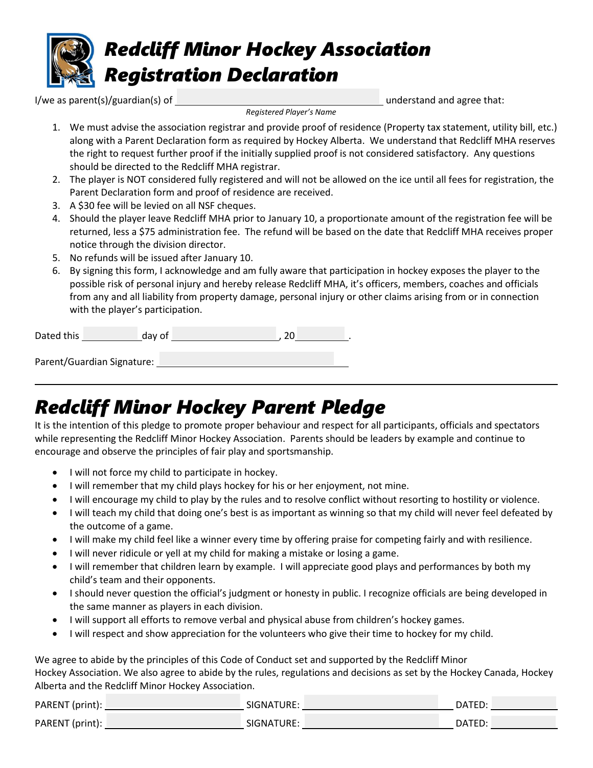# Redcliff Minor Hockey Association Registration Declaration

I/we as parent(s)/guardian(s) of ______________________________ understand and agree that:

*Registered Player's Name*

1. We must advise the association registrar and provide proof of residence (Property tax statement, utility bill, etc.) along with a Parent Declaration form as required by Hockey Alberta. We understand that Redcliff MHA reserves the right to request further proof if the initially supplied proof is not considered satisfactory. Any questions should be directed to the Redcliff MHA registrar.
2. The player is NOT considered fully registered and will not be allowed on the ice until all fees for registration, the Parent Declaration form and proof of residence are received.
3. A $30 fee will be levied on all NSF cheques.
4. Should the player leave Redcliff MHA prior to January 10, a proportionate amount of the registration fee will be returned, less a $75 administration fee. The refund will be based on the date that Redcliff MHA receives proper notice through the division director.
5. No refunds will be issued after January 10.
6. By signing this form, I acknowledge and am fully aware that participation in hockey exposes the player to the possible risk of personal injury and hereby release Redcliff MHA, it's officers, members, coaches and officials from any and all liability from property damage, personal injury or other claims arising from or in connection with the player's participation.

Dated this __________ day of __________________, 20________.

Parent/Guardian Signature: ______________________________

---

# Redcliff Minor Hockey Parent Pledge

It is the intention of this pledge to promote proper behaviour and respect for all participants, officials and spectators while representing the Redcliff Minor Hockey Association. Parents should be leaders by example and continue to encourage and observe the principles of fair play and sportsmanship.

- I will not force my child to participate in hockey.
- I will remember that my child plays hockey for his or her enjoyment, not mine.
- I will encourage my child to play by the rules and to resolve conflict without resorting to hostility or violence.
- I will teach my child that doing one's best is as important as winning so that my child will never feel defeated by the outcome of a game.
- I will make my child feel like a winner every time by offering praise for competing fairly and with resilience.
- I will never ridicule or yell at my child for making a mistake or losing a game.
- I will remember that children learn by example. I will appreciate good plays and performances by both my child's team and their opponents.
- I should never question the official's judgment or honesty in public. I recognize officials are being developed in the same manner as players in each division.
- I will support all efforts to remove verbal and physical abuse from children's hockey games.
- I will respect and show appreciation for the volunteers who give their time to hockey for my child.

We agree to abide by the principles of this Code of Conduct set and supported by the Redcliff Minor Hockey Association. We also agree to abide by the rules, regulations and decisions as set by the Hockey Canada, Hockey Alberta and the Redcliff Minor Hockey Association.

PARENT (print): ____________________ SIGNATURE: ____________________ DATED: __________

PARENT (print): ____________________ SIGNATURE: ____________________ DATED: __________